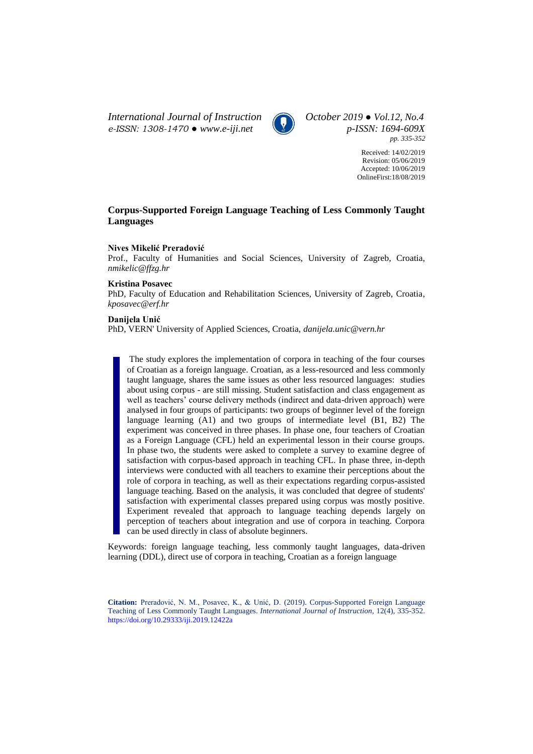Received: 14/02/2019
Revision: 05/06/2019
Accepted: 10/06/2019
OnlineFirst:18/08/2019

# Corpus-Supported Foreign Language Teaching of Less Commonly Taught Languages

**Nives Mikelić Preradović**
Prof., Faculty of Humanities and Social Sciences, University of Zagreb, Croatia, *nmikelic@ffzg.hr*

**Kristina Posavec**
PhD, Faculty of Education and Rehabilitation Sciences, University of Zagreb, Croatia, *kposavec@erf.hr*

**Danijela Unić**
PhD, VERN' University of Applied Sciences, Croatia, *danijela.unic@vern.hr*

The study explores the implementation of corpora in teaching of the four courses of Croatian as a foreign language. Croatian, as a less-resourced and less commonly taught language, shares the same issues as other less resourced languages: studies about using corpus - are still missing. Student satisfaction and class engagement as well as teachers' course delivery methods (indirect and data-driven approach) were analysed in four groups of participants: two groups of beginner level of the foreign language learning (A1) and two groups of intermediate level (B1, B2) The experiment was conceived in three phases. In phase one, four teachers of Croatian as a Foreign Language (CFL) held an experimental lesson in their course groups. In phase two, the students were asked to complete a survey to examine degree of satisfaction with corpus-based approach in teaching CFL. In phase three, in-depth interviews were conducted with all teachers to examine their perceptions about the role of corpora in teaching, as well as their expectations regarding corpus-assisted language teaching. Based on the analysis, it was concluded that degree of students' satisfaction with experimental classes prepared using corpus was mostly positive. Experiment revealed that approach to language teaching depends largely on perception of teachers about integration and use of corpora in teaching. Corpora can be used directly in class of absolute beginners.

Keywords: foreign language teaching, less commonly taught languages, data-driven learning (DDL), direct use of corpora in teaching, Croatian as a foreign language

**Citation:** Preradović, N. M., Posavec, K., & Unić, D. (2019). Corpus-Supported Foreign Language Teaching of Less Commonly Taught Languages. *International Journal of Instruction*, 12(4), 335-352. https://doi.org/10.29333/iji.2019.12422a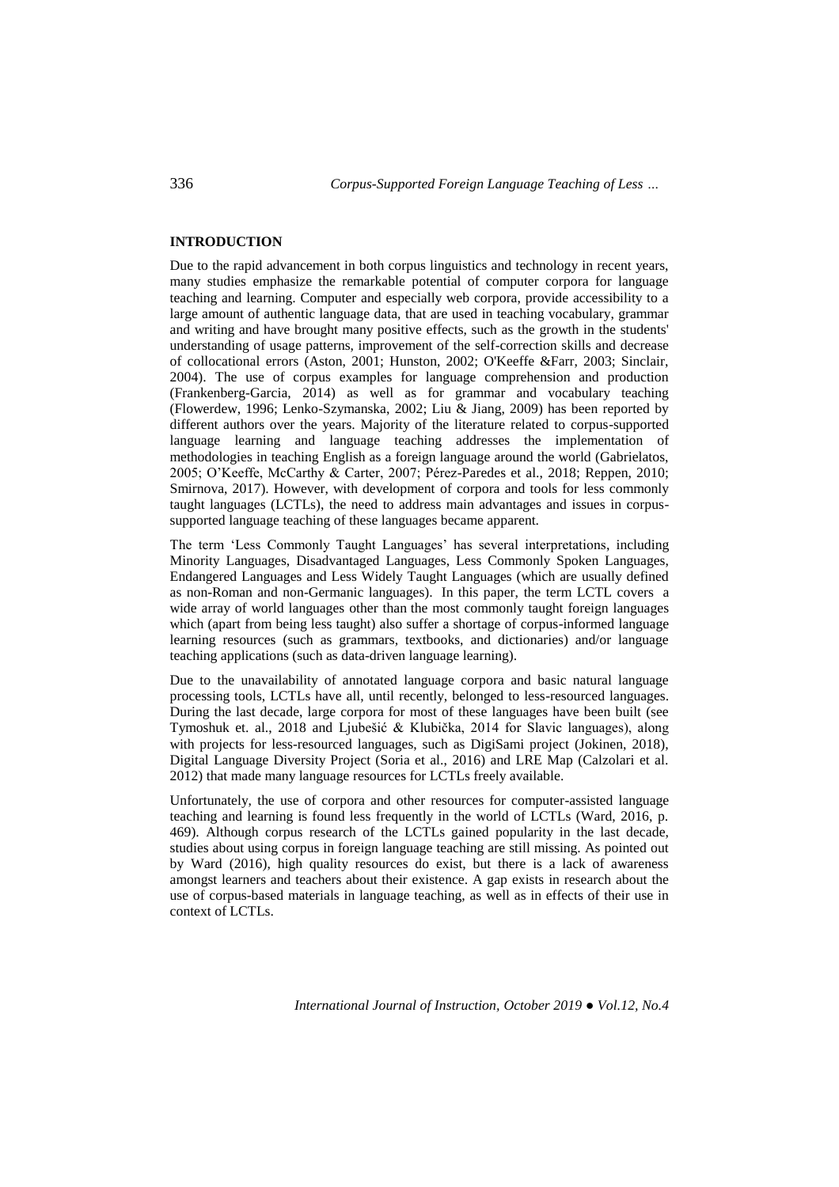## INTRODUCTION

Due to the rapid advancement in both corpus linguistics and technology in recent years, many studies emphasize the remarkable potential of computer corpora for language teaching and learning. Computer and especially web corpora, provide accessibility to a large amount of authentic language data, that are used in teaching vocabulary, grammar and writing and have brought many positive effects, such as the growth in the students' understanding of usage patterns, improvement of the self-correction skills and decrease of collocational errors (Aston, 2001; Hunston, 2002; O'Keeffe &Farr, 2003; Sinclair, 2004). The use of corpus examples for language comprehension and production (Frankenberg-Garcia, 2014) as well as for grammar and vocabulary teaching (Flowerdew, 1996; Lenko-Szymanska, 2002; Liu & Jiang, 2009) has been reported by different authors over the years. Majority of the literature related to corpus-supported language learning and language teaching addresses the implementation of methodologies in teaching English as a foreign language around the world (Gabrielatos, 2005; O'Keeffe, McCarthy & Carter, 2007; Pérez-Paredes et al., 2018; Reppen, 2010; Smirnova, 2017). However, with development of corpora and tools for less commonly taught languages (LCTLs), the need to address main advantages and issues in corpus-supported language teaching of these languages became apparent.

The term 'Less Commonly Taught Languages' has several interpretations, including Minority Languages, Disadvantaged Languages, Less Commonly Spoken Languages, Endangered Languages and Less Widely Taught Languages (which are usually defined as non-Roman and non-Germanic languages). In this paper, the term LCTL covers a wide array of world languages other than the most commonly taught foreign languages which (apart from being less taught) also suffer a shortage of corpus-informed language learning resources (such as grammars, textbooks, and dictionaries) and/or language teaching applications (such as data-driven language learning).

Due to the unavailability of annotated language corpora and basic natural language processing tools, LCTLs have all, until recently, belonged to less-resourced languages. During the last decade, large corpora for most of these languages have been built (see Tymoshuk et. al., 2018 and Ljubešić & Klubička, 2014 for Slavic languages), along with projects for less-resourced languages, such as DigiSami project (Jokinen, 2018), Digital Language Diversity Project (Soria et al., 2016) and LRE Map (Calzolari et al. 2012) that made many language resources for LCTLs freely available.

Unfortunately, the use of corpora and other resources for computer-assisted language teaching and learning is found less frequently in the world of LCTLs (Ward, 2016, p. 469). Although corpus research of the LCTLs gained popularity in the last decade, studies about using corpus in foreign language teaching are still missing. As pointed out by Ward (2016), high quality resources do exist, but there is a lack of awareness amongst learners and teachers about their existence. A gap exists in research about the use of corpus-based materials in language teaching, as well as in effects of their use in context of LCTLs.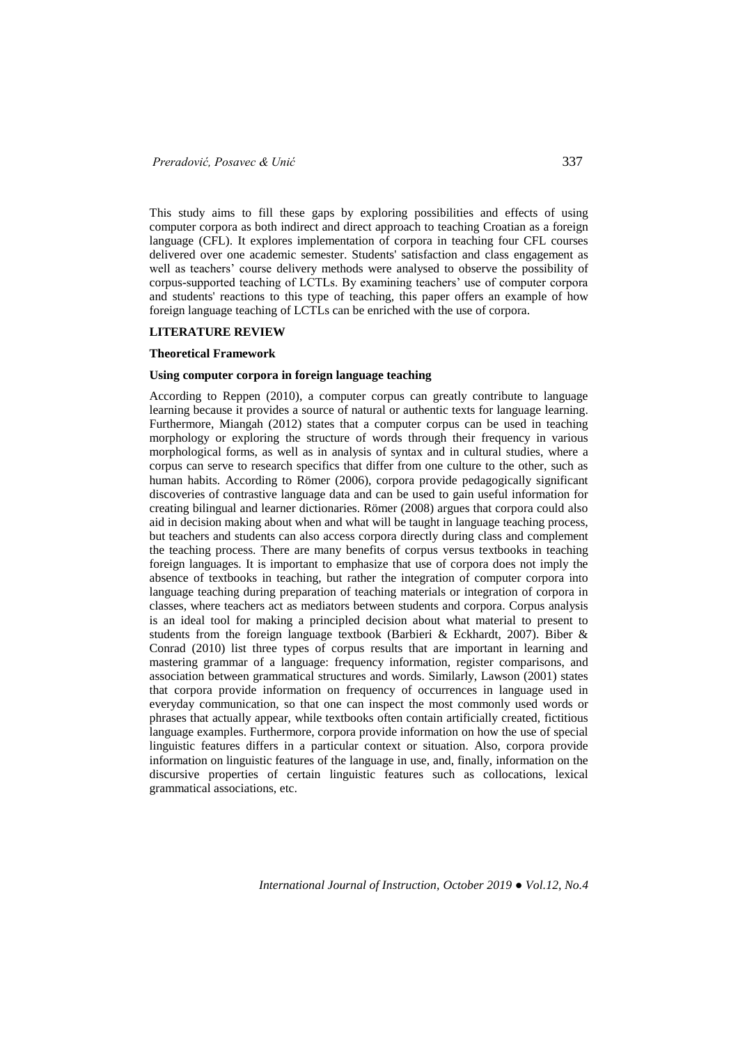This study aims to fill these gaps by exploring possibilities and effects of using computer corpora as both indirect and direct approach to teaching Croatian as a foreign language (CFL). It explores implementation of corpora in teaching four CFL courses delivered over one academic semester. Students' satisfaction and class engagement as well as teachers' course delivery methods were analysed to observe the possibility of corpus-supported teaching of LCTLs. By examining teachers' use of computer corpora and students' reactions to this type of teaching, this paper offers an example of how foreign language teaching of LCTLs can be enriched with the use of corpora.

## LITERATURE REVIEW

### Theoretical Framework

### Using computer corpora in foreign language teaching

According to Reppen (2010), a computer corpus can greatly contribute to language learning because it provides a source of natural or authentic texts for language learning. Furthermore, Miangah (2012) states that a computer corpus can be used in teaching morphology or exploring the structure of words through their frequency in various morphological forms, as well as in analysis of syntax and in cultural studies, where a corpus can serve to research specifics that differ from one culture to the other, such as human habits. According to Römer (2006), corpora provide pedagogically significant discoveries of contrastive language data and can be used to gain useful information for creating bilingual and learner dictionaries. Römer (2008) argues that corpora could also aid in decision making about when and what will be taught in language teaching process, but teachers and students can also access corpora directly during class and complement the teaching process. There are many benefits of corpus versus textbooks in teaching foreign languages. It is important to emphasize that use of corpora does not imply the absence of textbooks in teaching, but rather the integration of computer corpora into language teaching during preparation of teaching materials or integration of corpora in classes, where teachers act as mediators between students and corpora. Corpus analysis is an ideal tool for making a principled decision about what material to present to students from the foreign language textbook (Barbieri & Eckhardt, 2007). Biber & Conrad (2010) list three types of corpus results that are important in learning and mastering grammar of a language: frequency information, register comparisons, and association between grammatical structures and words. Similarly, Lawson (2001) states that corpora provide information on frequency of occurrences in language used in everyday communication, so that one can inspect the most commonly used words or phrases that actually appear, while textbooks often contain artificially created, fictitious language examples. Furthermore, corpora provide information on how the use of special linguistic features differs in a particular context or situation. Also, corpora provide information on linguistic features of the language in use, and, finally, information on the discursive properties of certain linguistic features such as collocations, lexical grammatical associations, etc.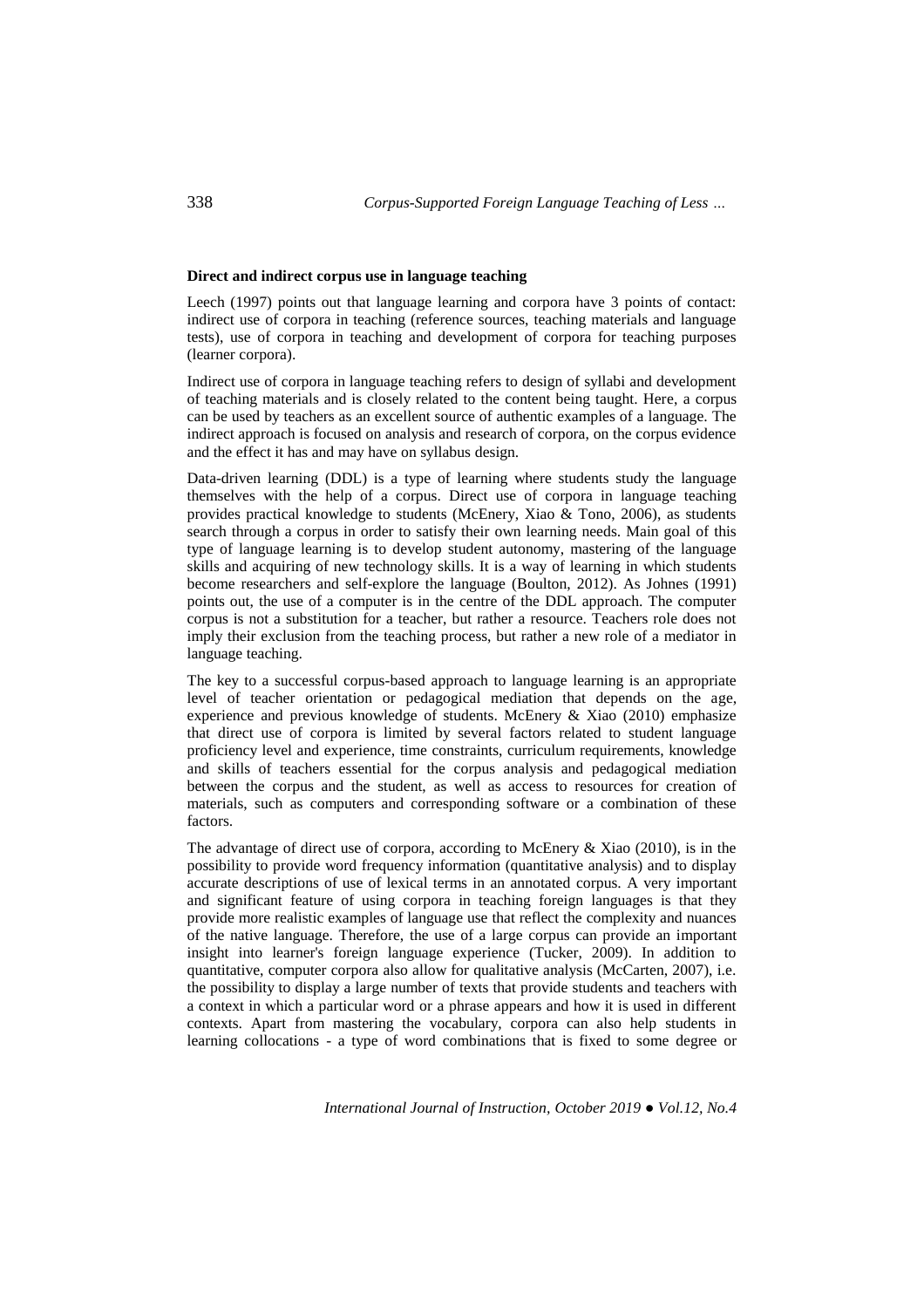**Direct and indirect corpus use in language teaching**

Leech (1997) points out that language learning and corpora have 3 points of contact: indirect use of corpora in teaching (reference sources, teaching materials and language tests), use of corpora in teaching and development of corpora for teaching purposes (learner corpora).

Indirect use of corpora in language teaching refers to design of syllabi and development of teaching materials and is closely related to the content being taught. Here, a corpus can be used by teachers as an excellent source of authentic examples of a language. The indirect approach is focused on analysis and research of corpora, on the corpus evidence and the effect it has and may have on syllabus design.

Data-driven learning (DDL) is a type of learning where students study the language themselves with the help of a corpus. Direct use of corpora in language teaching provides practical knowledge to students (McEnery, Xiao & Tono, 2006), as students search through a corpus in order to satisfy their own learning needs. Main goal of this type of language learning is to develop student autonomy, mastering of the language skills and acquiring of new technology skills. It is a way of learning in which students become researchers and self-explore the language (Boulton, 2012). As Johnes (1991) points out, the use of a computer is in the centre of the DDL approach. The computer corpus is not a substitution for a teacher, but rather a resource. Teachers role does not imply their exclusion from the teaching process, but rather a new role of a mediator in language teaching.

The key to a successful corpus-based approach to language learning is an appropriate level of teacher orientation or pedagogical mediation that depends on the age, experience and previous knowledge of students. McEnery & Xiao (2010) emphasize that direct use of corpora is limited by several factors related to student language proficiency level and experience, time constraints, curriculum requirements, knowledge and skills of teachers essential for the corpus analysis and pedagogical mediation between the corpus and the student, as well as access to resources for creation of materials, such as computers and corresponding software or a combination of these factors.

The advantage of direct use of corpora, according to McEnery & Xiao (2010), is in the possibility to provide word frequency information (quantitative analysis) and to display accurate descriptions of use of lexical terms in an annotated corpus. A very important and significant feature of using corpora in teaching foreign languages is that they provide more realistic examples of language use that reflect the complexity and nuances of the native language. Therefore, the use of a large corpus can provide an important insight into learner's foreign language experience (Tucker, 2009). In addition to quantitative, computer corpora also allow for qualitative analysis (McCarten, 2007), i.e. the possibility to display a large number of texts that provide students and teachers with a context in which a particular word or a phrase appears and how it is used in different contexts. Apart from mastering the vocabulary, corpora can also help students in learning collocations - a type of word combinations that is fixed to some degree or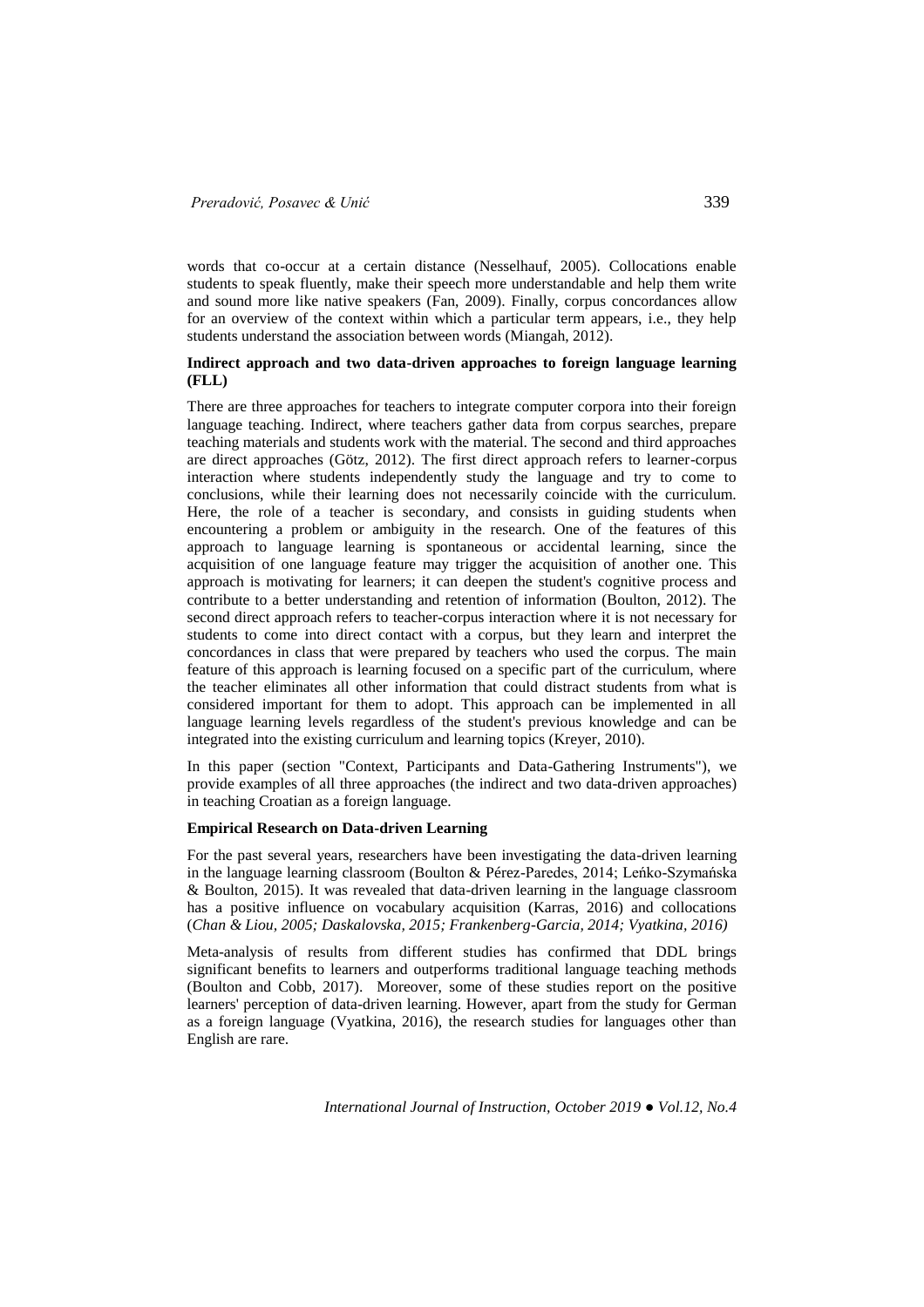words that co-occur at a certain distance (Nesselhauf, 2005). Collocations enable students to speak fluently, make their speech more understandable and help them write and sound more like native speakers (Fan, 2009). Finally, corpus concordances allow for an overview of the context within which a particular term appears, i.e., they help students understand the association between words (Miangah, 2012).

### Indirect approach and two data-driven approaches to foreign language learning (FLL)

There are three approaches for teachers to integrate computer corpora into their foreign language teaching. Indirect, where teachers gather data from corpus searches, prepare teaching materials and students work with the material. The second and third approaches are direct approaches (Götz, 2012). The first direct approach refers to learner-corpus interaction where students independently study the language and try to come to conclusions, while their learning does not necessarily coincide with the curriculum. Here, the role of a teacher is secondary, and consists in guiding students when encountering a problem or ambiguity in the research. One of the features of this approach to language learning is spontaneous or accidental learning, since the acquisition of one language feature may trigger the acquisition of another one. This approach is motivating for learners; it can deepen the student's cognitive process and contribute to a better understanding and retention of information (Boulton, 2012). The second direct approach refers to teacher-corpus interaction where it is not necessary for students to come into direct contact with a corpus, but they learn and interpret the concordances in class that were prepared by teachers who used the corpus. The main feature of this approach is learning focused on a specific part of the curriculum, where the teacher eliminates all other information that could distract students from what is considered important for them to adopt. This approach can be implemented in all language learning levels regardless of the student's previous knowledge and can be integrated into the existing curriculum and learning topics (Kreyer, 2010).

In this paper (section "Context, Participants and Data-Gathering Instruments"), we provide examples of all three approaches (the indirect and two data-driven approaches) in teaching Croatian as a foreign language.

### Empirical Research on Data-driven Learning

For the past several years, researchers have been investigating the data-driven learning in the language learning classroom (Boulton & Pérez-Paredes, 2014; Leńko-Szymańska & Boulton, 2015). It was revealed that data-driven learning in the language classroom has a positive influence on vocabulary acquisition (Karras, 2016) and collocations (*Chan & Liou, 2005; Daskalovska, 2015; Frankenberg-Garcia, 2014; Vyatkina, 2016)*

Meta-analysis of results from different studies has confirmed that DDL brings significant benefits to learners and outperforms traditional language teaching methods (Boulton and Cobb, 2017). Moreover, some of these studies report on the positive learners' perception of data-driven learning. However, apart from the study for German as a foreign language (Vyatkina, 2016), the research studies for languages other than English are rare.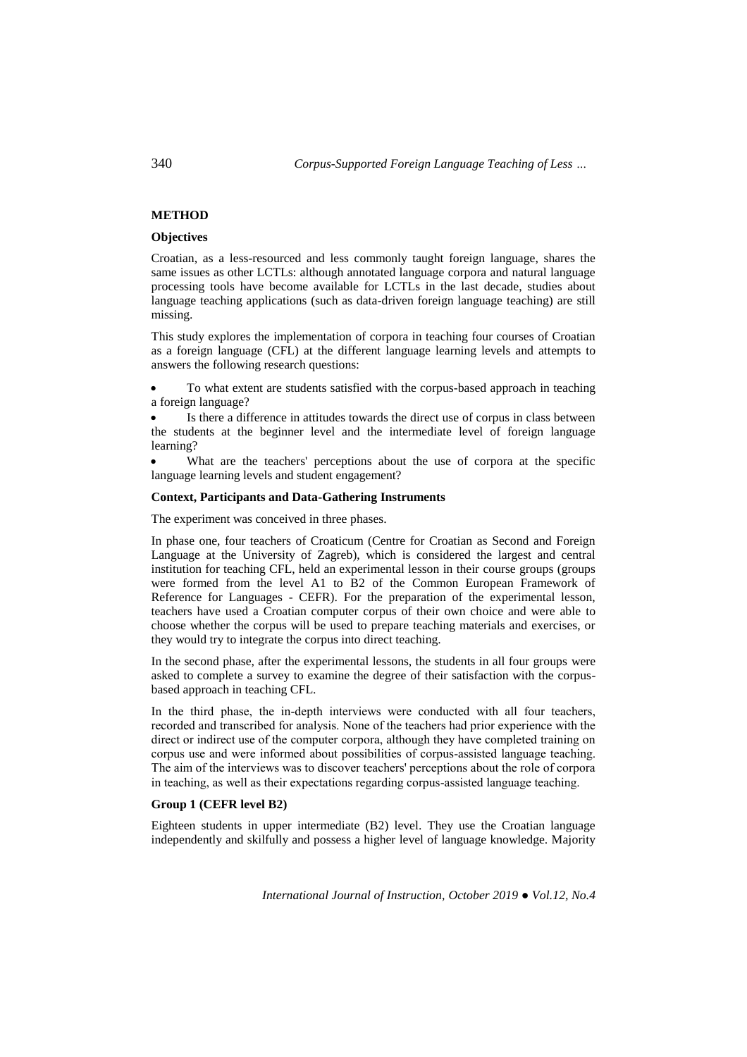## METHOD

### Objectives

Croatian, as a less-resourced and less commonly taught foreign language, shares the same issues as other LCTLs: although annotated language corpora and natural language processing tools have become available for LCTLs in the last decade, studies about language teaching applications (such as data-driven foreign language teaching) are still missing.

This study explores the implementation of corpora in teaching four courses of Croatian as a foreign language (CFL) at the different language learning levels and attempts to answers the following research questions:

- To what extent are students satisfied with the corpus-based approach in teaching a foreign language?
- Is there a difference in attitudes towards the direct use of corpus in class between the students at the beginner level and the intermediate level of foreign language learning?
- What are the teachers' perceptions about the use of corpora at the specific language learning levels and student engagement?

### Context, Participants and Data-Gathering Instruments

The experiment was conceived in three phases.

In phase one, four teachers of Croaticum (Centre for Croatian as Second and Foreign Language at the University of Zagreb), which is considered the largest and central institution for teaching CFL, held an experimental lesson in their course groups (groups were formed from the level A1 to B2 of the Common European Framework of Reference for Languages - CEFR). For the preparation of the experimental lesson, teachers have used a Croatian computer corpus of their own choice and were able to choose whether the corpus will be used to prepare teaching materials and exercises, or they would try to integrate the corpus into direct teaching.

In the second phase, after the experimental lessons, the students in all four groups were asked to complete a survey to examine the degree of their satisfaction with the corpus-based approach in teaching CFL.

In the third phase, the in-depth interviews were conducted with all four teachers, recorded and transcribed for analysis. None of the teachers had prior experience with the direct or indirect use of the computer corpora, although they have completed training on corpus use and were informed about possibilities of corpus-assisted language teaching. The aim of the interviews was to discover teachers' perceptions about the role of corpora in teaching, as well as their expectations regarding corpus-assisted language teaching.

### Group 1 (CEFR level B2)

Eighteen students in upper intermediate (B2) level. They use the Croatian language independently and skilfully and possess a higher level of language knowledge. Majority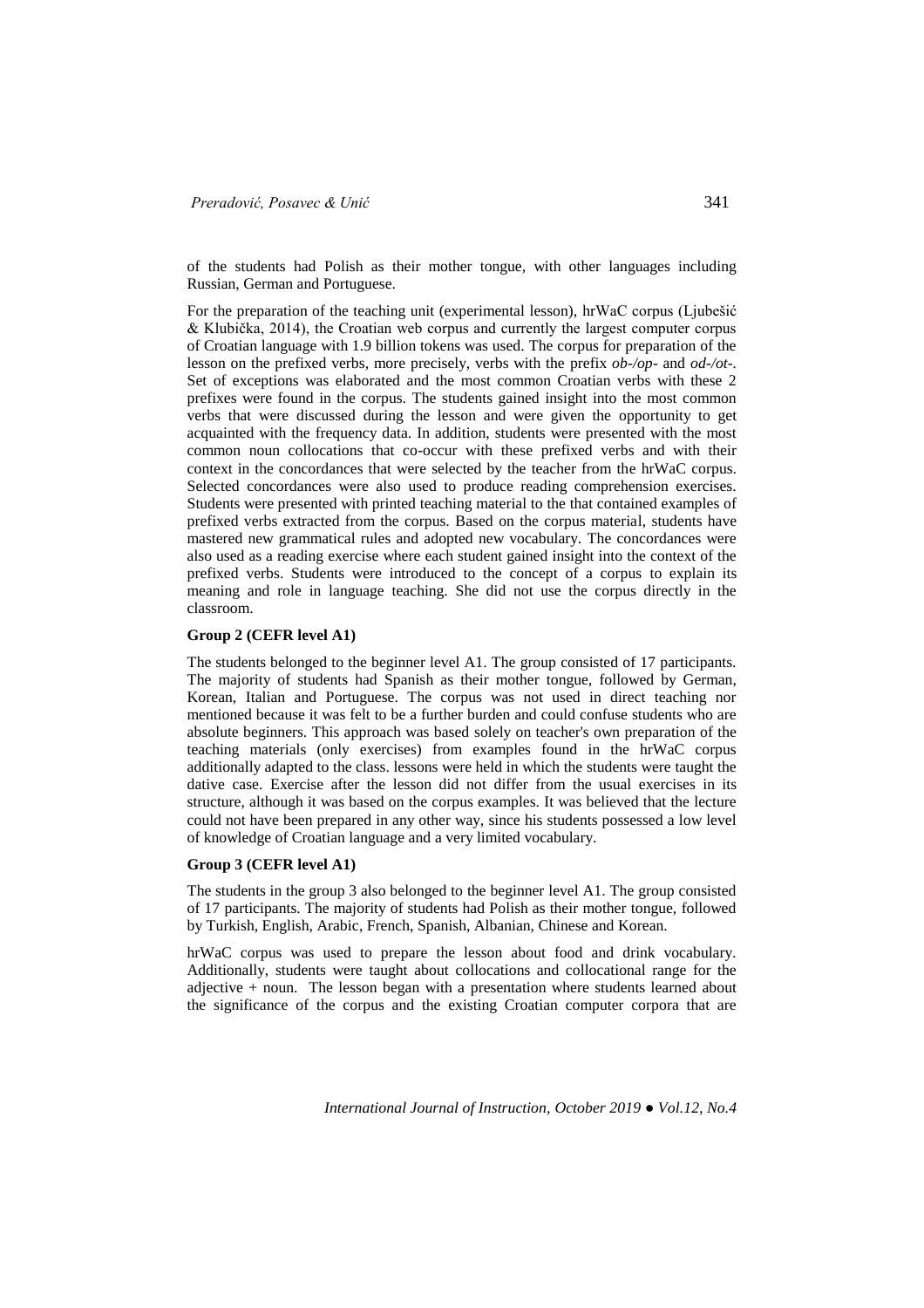of the students had Polish as their mother tongue, with other languages including Russian, German and Portuguese.

For the preparation of the teaching unit (experimental lesson), hrWaC corpus (Ljubešić & Klubička, 2014), the Croatian web corpus and currently the largest computer corpus of Croatian language with 1.9 billion tokens was used. The corpus for preparation of the lesson on the prefixed verbs, more precisely, verbs with the prefix *ob-/op-* and *od-/ot-*. Set of exceptions was elaborated and the most common Croatian verbs with these 2 prefixes were found in the corpus. The students gained insight into the most common verbs that were discussed during the lesson and were given the opportunity to get acquainted with the frequency data. In addition, students were presented with the most common noun collocations that co-occur with these prefixed verbs and with their context in the concordances that were selected by the teacher from the hrWaC corpus. Selected concordances were also used to produce reading comprehension exercises. Students were presented with printed teaching material to the that contained examples of prefixed verbs extracted from the corpus. Based on the corpus material, students have mastered new grammatical rules and adopted new vocabulary. The concordances were also used as a reading exercise where each student gained insight into the context of the prefixed verbs. Students were introduced to the concept of a corpus to explain its meaning and role in language teaching. She did not use the corpus directly in the classroom.

**Group 2 (CEFR level A1)**

The students belonged to the beginner level A1. The group consisted of 17 participants. The majority of students had Spanish as their mother tongue, followed by German, Korean, Italian and Portuguese. The corpus was not used in direct teaching nor mentioned because it was felt to be a further burden and could confuse students who are absolute beginners. This approach was based solely on teacher's own preparation of the teaching materials (only exercises) from examples found in the hrWaC corpus additionally adapted to the class. lessons were held in which the students were taught the dative case. Exercise after the lesson did not differ from the usual exercises in its structure, although it was based on the corpus examples. It was believed that the lecture could not have been prepared in any other way, since his students possessed a low level of knowledge of Croatian language and a very limited vocabulary.

**Group 3 (CEFR level A1)**

The students in the group 3 also belonged to the beginner level A1. The group consisted of 17 participants. The majority of students had Polish as their mother tongue, followed by Turkish, English, Arabic, French, Spanish, Albanian, Chinese and Korean.

hrWaC corpus was used to prepare the lesson about food and drink vocabulary. Additionally, students were taught about collocations and collocational range for the adjective + noun. The lesson began with a presentation where students learned about the significance of the corpus and the existing Croatian computer corpora that are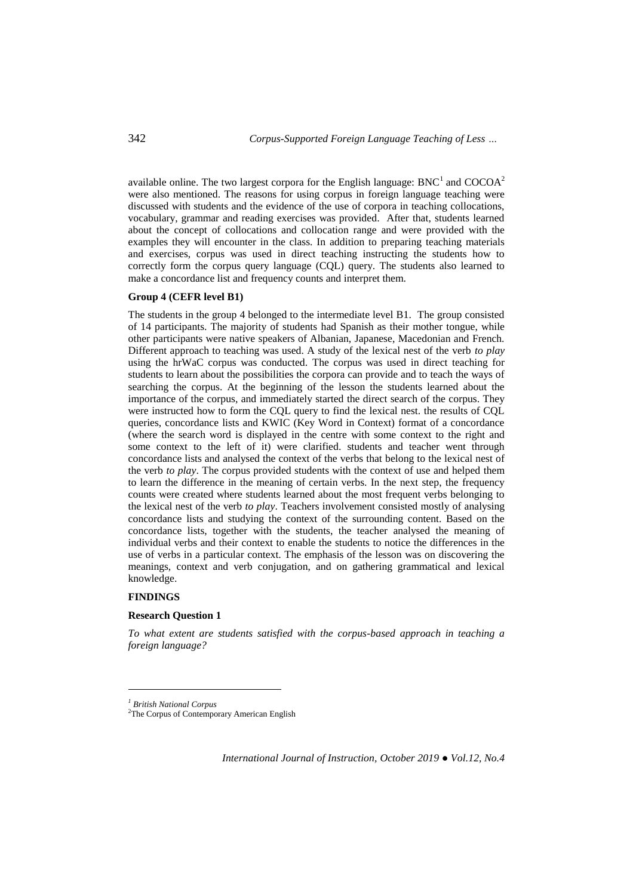available online. The two largest corpora for the English language: BNC[1] and COCOA[2] were also mentioned. The reasons for using corpus in foreign language teaching were discussed with students and the evidence of the use of corpora in teaching collocations, vocabulary, grammar and reading exercises was provided. After that, students learned about the concept of collocations and collocation range and were provided with the examples they will encounter in the class. In addition to preparing teaching materials and exercises, corpus was used in direct teaching instructing the students how to correctly form the corpus query language (CQL) query. The students also learned to make a concordance list and frequency counts and interpret them.

**Group 4 (CEFR level B1)**

The students in the group 4 belonged to the intermediate level B1. The group consisted of 14 participants. The majority of students had Spanish as their mother tongue, while other participants were native speakers of Albanian, Japanese, Macedonian and French. Different approach to teaching was used. A study of the lexical nest of the verb *to play* using the hrWaC corpus was conducted. The corpus was used in direct teaching for students to learn about the possibilities the corpora can provide and to teach the ways of searching the corpus. At the beginning of the lesson the students learned about the importance of the corpus, and immediately started the direct search of the corpus. They were instructed how to form the CQL query to find the lexical nest. the results of CQL queries, concordance lists and KWIC (Key Word in Context) format of a concordance (where the search word is displayed in the centre with some context to the right and some context to the left of it) were clarified. students and teacher went through concordance lists and analysed the context of the verbs that belong to the lexical nest of the verb *to play*. The corpus provided students with the context of use and helped them to learn the difference in the meaning of certain verbs. In the next step, the frequency counts were created where students learned about the most frequent verbs belonging to the lexical nest of the verb *to play*. Teachers involvement consisted mostly of analysing concordance lists and studying the context of the surrounding content. Based on the concordance lists, together with the students, the teacher analysed the meaning of individual verbs and their context to enable the students to notice the differences in the use of verbs in a particular context. The emphasis of the lesson was on discovering the meanings, context and verb conjugation, and on gathering grammatical and lexical knowledge.

**FINDINGS**

**Research Question 1**

*To what extent are students satisfied with the corpus-based approach in teaching a foreign language?*

---

[1] *British National Corpus*

[2] The Corpus of Contemporary American English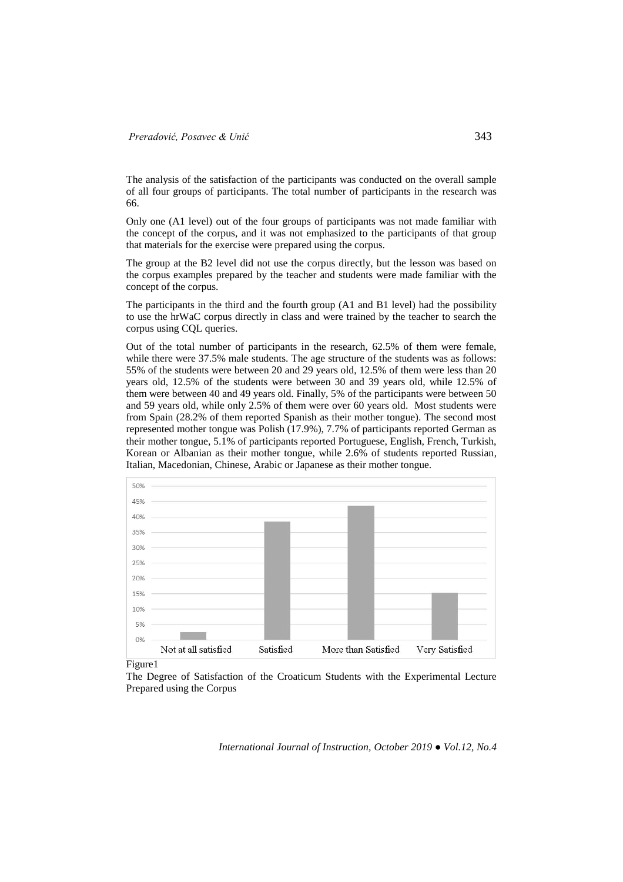The analysis of the satisfaction of the participants was conducted on the overall sample of all four groups of participants. The total number of participants in the research was 66.

Only one (A1 level) out of the four groups of participants was not made familiar with the concept of the corpus, and it was not emphasized to the participants of that group that materials for the exercise were prepared using the corpus.

The group at the B2 level did not use the corpus directly, but the lesson was based on the corpus examples prepared by the teacher and students were made familiar with the concept of the corpus.

The participants in the third and the fourth group (A1 and B1 level) had the possibility to use the hrWaC corpus directly in class and were trained by the teacher to search the corpus using CQL queries.

Out of the total number of participants in the research, 62.5% of them were female, while there were 37.5% male students. The age structure of the students was as follows: 55% of the students were between 20 and 29 years old, 12.5% of them were less than 20 years old, 12.5% of the students were between 30 and 39 years old, while 12.5% of them were between 40 and 49 years old. Finally, 5% of the participants were between 50 and 59 years old, while only 2.5% of them were over 60 years old. Most students were from Spain (28.2% of them reported Spanish as their mother tongue). The second most represented mother tongue was Polish (17.9%), 7.7% of participants reported German as their mother tongue, 5.1% of participants reported Portuguese, English, French, Turkish, Korean or Albanian as their mother tongue, while 2.6% of students reported Russian, Italian, Macedonian, Chinese, Arabic or Japanese as their mother tongue.

Figure1

The Degree of Satisfaction of the Croaticum Students with the Experimental Lecture Prepared using the Corpus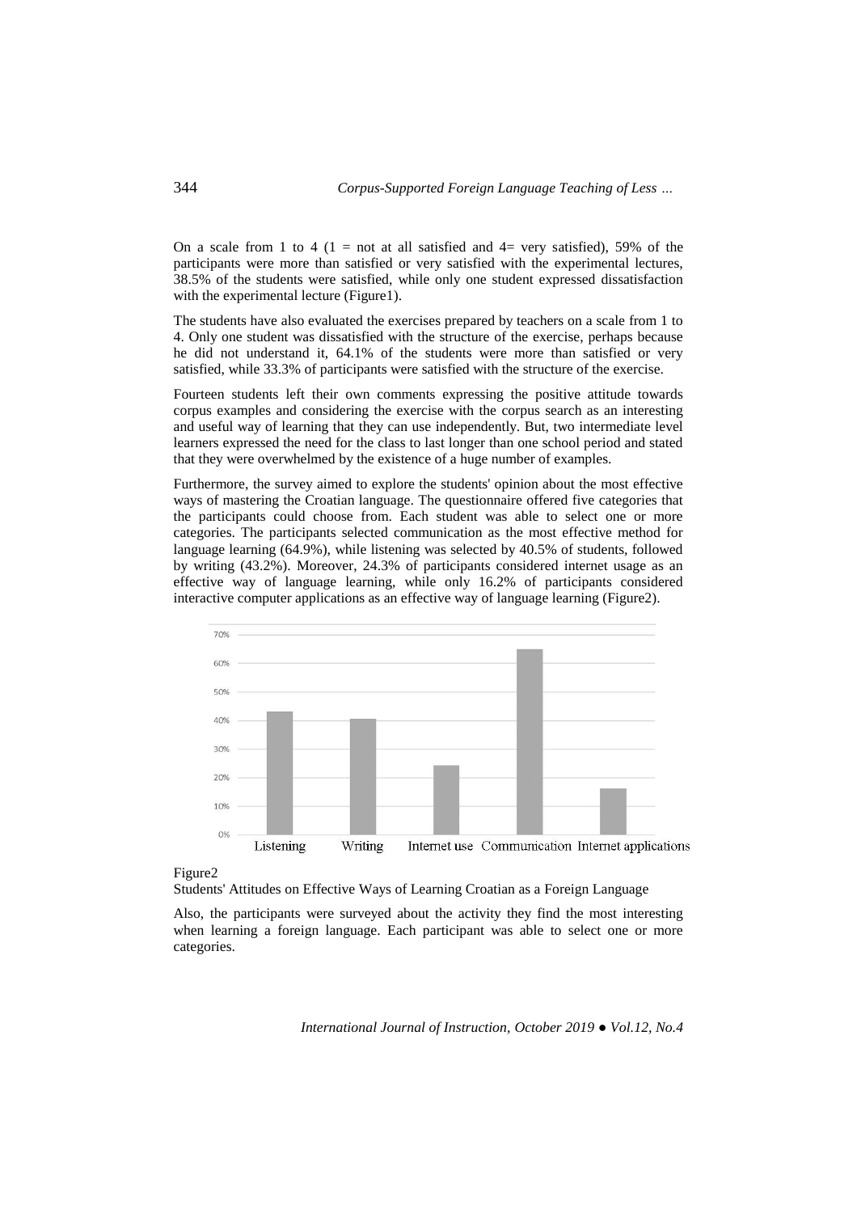On a scale from 1 to 4 (1 = not at all satisfied and 4= very satisfied), 59% of the participants were more than satisfied or very satisfied with the experimental lectures, 38.5% of the students were satisfied, while only one student expressed dissatisfaction with the experimental lecture (Figure1).

The students have also evaluated the exercises prepared by teachers on a scale from 1 to 4. Only one student was dissatisfied with the structure of the exercise, perhaps because he did not understand it, 64.1% of the students were more than satisfied or very satisfied, while 33.3% of participants were satisfied with the structure of the exercise.

Fourteen students left their own comments expressing the positive attitude towards corpus examples and considering the exercise with the corpus search as an interesting and useful way of learning that they can use independently. But, two intermediate level learners expressed the need for the class to last longer than one school period and stated that they were overwhelmed by the existence of a huge number of examples.

Furthermore, the survey aimed to explore the students' opinion about the most effective ways of mastering the Croatian language. The questionnaire offered five categories that the participants could choose from. Each student was able to select one or more categories. The participants selected communication as the most effective method for language learning (64.9%), while listening was selected by 40.5% of students, followed by writing (43.2%). Moreover, 24.3% of participants considered internet usage as an effective way of language learning, while only 16.2% of participants considered interactive computer applications as an effective way of language learning (Figure2).

Figure2

Students' Attitudes on Effective Ways of Learning Croatian as a Foreign Language

Also, the participants were surveyed about the activity they find the most interesting when learning a foreign language. Each participant was able to select one or more categories.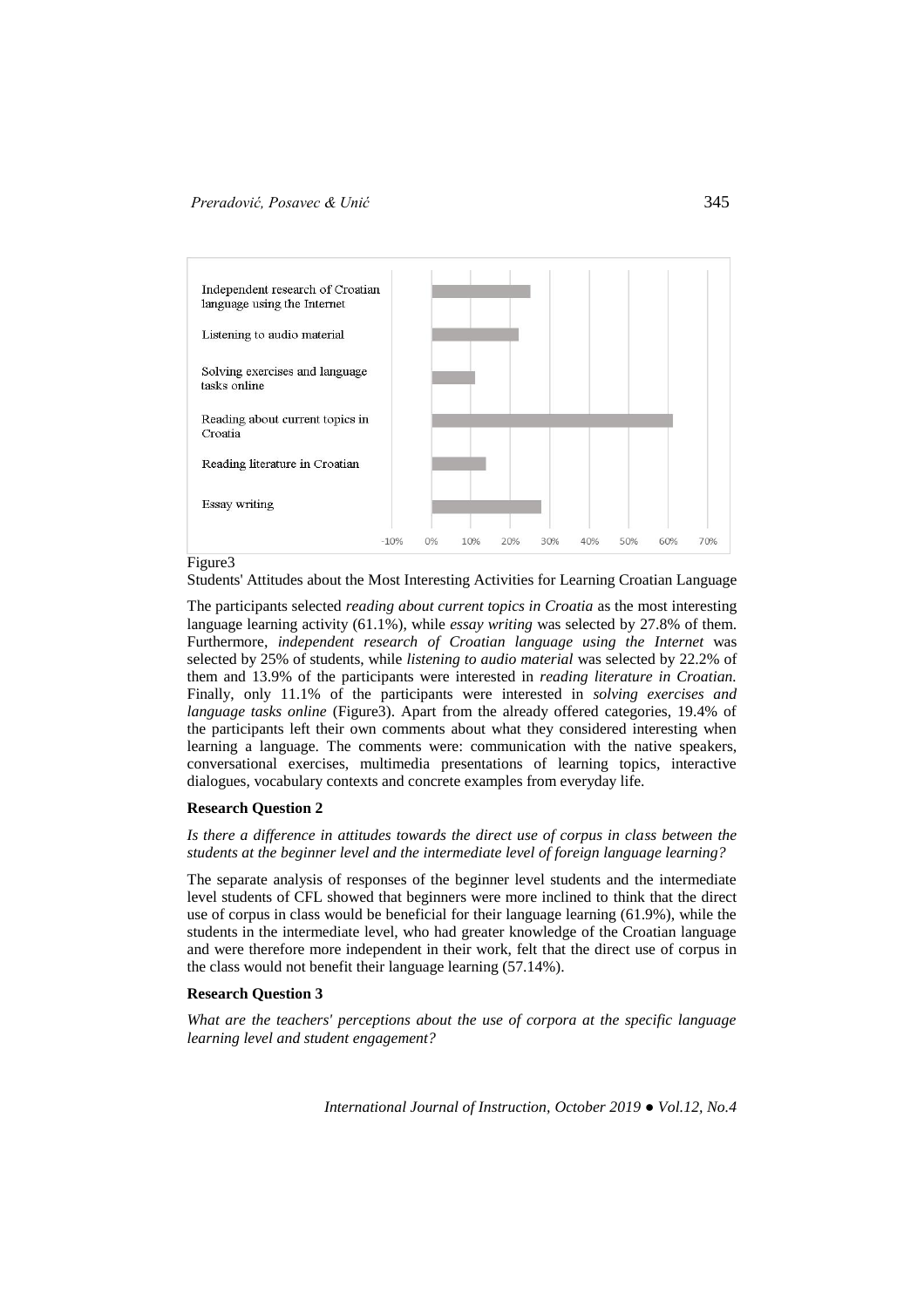Figure3

Students' Attitudes about the Most Interesting Activities for Learning Croatian Language

The participants selected *reading about current topics in Croatia* as the most interesting language learning activity (61.1%), while *essay writing* was selected by 27.8% of them. Furthermore, *independent research of Croatian language using the Internet* was selected by 25% of students, while *listening to audio material* was selected by 22.2% of them and 13.9% of the participants were interested in *reading literature in Croatian.* Finally, only 11.1% of the participants were interested in *solving exercises and language tasks online* (Figure3). Apart from the already offered categories, 19.4% of the participants left their own comments about what they considered interesting when learning a language. The comments were: communication with the native speakers, conversational exercises, multimedia presentations of learning topics, interactive dialogues, vocabulary contexts and concrete examples from everyday life.

**Research Question 2**

*Is there a difference in attitudes towards the direct use of corpus in class between the students at the beginner level and the intermediate level of foreign language learning?*

The separate analysis of responses of the beginner level students and the intermediate level students of CFL showed that beginners were more inclined to think that the direct use of corpus in class would be beneficial for their language learning (61.9%), while the students in the intermediate level, who had greater knowledge of the Croatian language and were therefore more independent in their work, felt that the direct use of corpus in the class would not benefit their language learning (57.14%).

**Research Question 3**

*What are the teachers' perceptions about the use of corpora at the specific language learning level and student engagement?*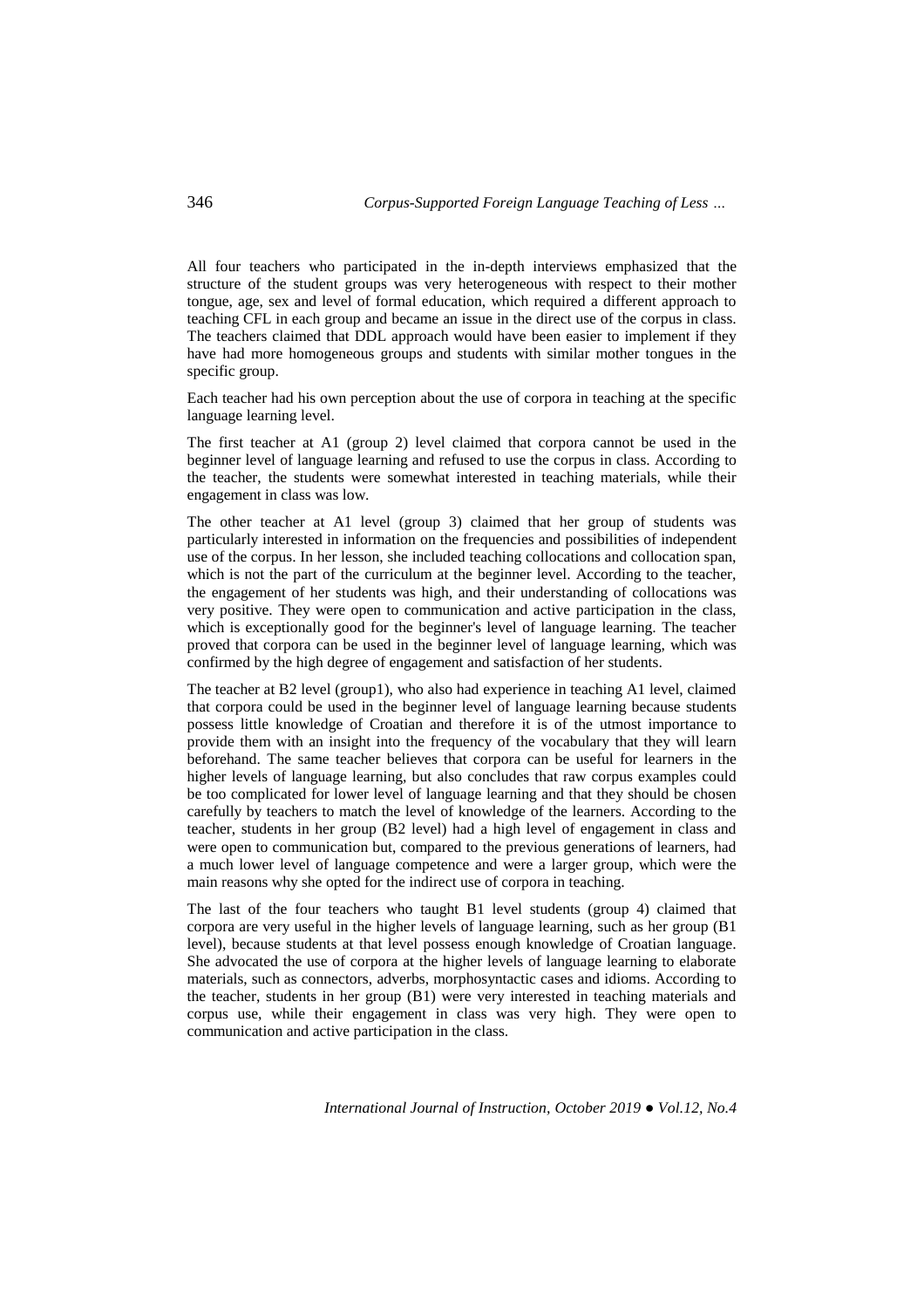All four teachers who participated in the in-depth interviews emphasized that the structure of the student groups was very heterogeneous with respect to their mother tongue, age, sex and level of formal education, which required a different approach to teaching CFL in each group and became an issue in the direct use of the corpus in class. The teachers claimed that DDL approach would have been easier to implement if they have had more homogeneous groups and students with similar mother tongues in the specific group.

Each teacher had his own perception about the use of corpora in teaching at the specific language learning level.

The first teacher at A1 (group 2) level claimed that corpora cannot be used in the beginner level of language learning and refused to use the corpus in class. According to the teacher, the students were somewhat interested in teaching materials, while their engagement in class was low.

The other teacher at A1 level (group 3) claimed that her group of students was particularly interested in information on the frequencies and possibilities of independent use of the corpus. In her lesson, she included teaching collocations and collocation span, which is not the part of the curriculum at the beginner level. According to the teacher, the engagement of her students was high, and their understanding of collocations was very positive. They were open to communication and active participation in the class, which is exceptionally good for the beginner's level of language learning. The teacher proved that corpora can be used in the beginner level of language learning, which was confirmed by the high degree of engagement and satisfaction of her students.

The teacher at B2 level (group1), who also had experience in teaching A1 level, claimed that corpora could be used in the beginner level of language learning because students possess little knowledge of Croatian and therefore it is of the utmost importance to provide them with an insight into the frequency of the vocabulary that they will learn beforehand. The same teacher believes that corpora can be useful for learners in the higher levels of language learning, but also concludes that raw corpus examples could be too complicated for lower level of language learning and that they should be chosen carefully by teachers to match the level of knowledge of the learners. According to the teacher, students in her group (B2 level) had a high level of engagement in class and were open to communication but, compared to the previous generations of learners, had a much lower level of language competence and were a larger group, which were the main reasons why she opted for the indirect use of corpora in teaching.

The last of the four teachers who taught B1 level students (group 4) claimed that corpora are very useful in the higher levels of language learning, such as her group (B1 level), because students at that level possess enough knowledge of Croatian language. She advocated the use of corpora at the higher levels of language learning to elaborate materials, such as connectors, adverbs, morphosyntactic cases and idioms. According to the teacher, students in her group (B1) were very interested in teaching materials and corpus use, while their engagement in class was very high. They were open to communication and active participation in the class.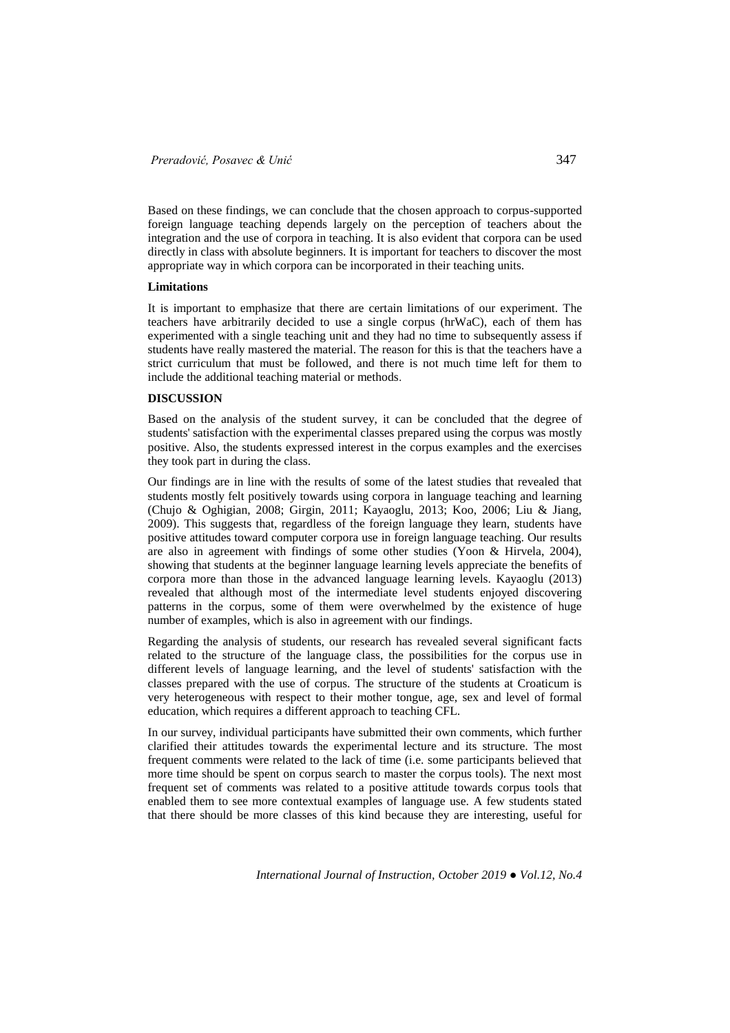Based on these findings, we can conclude that the chosen approach to corpus-supported foreign language teaching depends largely on the perception of teachers about the integration and the use of corpora in teaching. It is also evident that corpora can be used directly in class with absolute beginners. It is important for teachers to discover the most appropriate way in which corpora can be incorporated in their teaching units.

### Limitations

It is important to emphasize that there are certain limitations of our experiment. The teachers have arbitrarily decided to use a single corpus (hrWaC), each of them has experimented with a single teaching unit and they had no time to subsequently assess if students have really mastered the material. The reason for this is that the teachers have a strict curriculum that must be followed, and there is not much time left for them to include the additional teaching material or methods.

## DISCUSSION

Based on the analysis of the student survey, it can be concluded that the degree of students' satisfaction with the experimental classes prepared using the corpus was mostly positive. Also, the students expressed interest in the corpus examples and the exercises they took part in during the class.

Our findings are in line with the results of some of the latest studies that revealed that students mostly felt positively towards using corpora in language teaching and learning (Chujo & Oghigian, 2008; Girgin, 2011; Kayaoglu, 2013; Koo, 2006; Liu & Jiang, 2009). This suggests that, regardless of the foreign language they learn, students have positive attitudes toward computer corpora use in foreign language teaching. Our results are also in agreement with findings of some other studies (Yoon & Hirvela, 2004), showing that students at the beginner language learning levels appreciate the benefits of corpora more than those in the advanced language learning levels. Kayaoglu (2013) revealed that although most of the intermediate level students enjoyed discovering patterns in the corpus, some of them were overwhelmed by the existence of huge number of examples, which is also in agreement with our findings.

Regarding the analysis of students, our research has revealed several significant facts related to the structure of the language class, the possibilities for the corpus use in different levels of language learning, and the level of students' satisfaction with the classes prepared with the use of corpus. The structure of the students at Croaticum is very heterogeneous with respect to their mother tongue, age, sex and level of formal education, which requires a different approach to teaching CFL.

In our survey, individual participants have submitted their own comments, which further clarified their attitudes towards the experimental lecture and its structure. The most frequent comments were related to the lack of time (i.e. some participants believed that more time should be spent on corpus search to master the corpus tools). The next most frequent set of comments was related to a positive attitude towards corpus tools that enabled them to see more contextual examples of language use. A few students stated that there should be more classes of this kind because they are interesting, useful for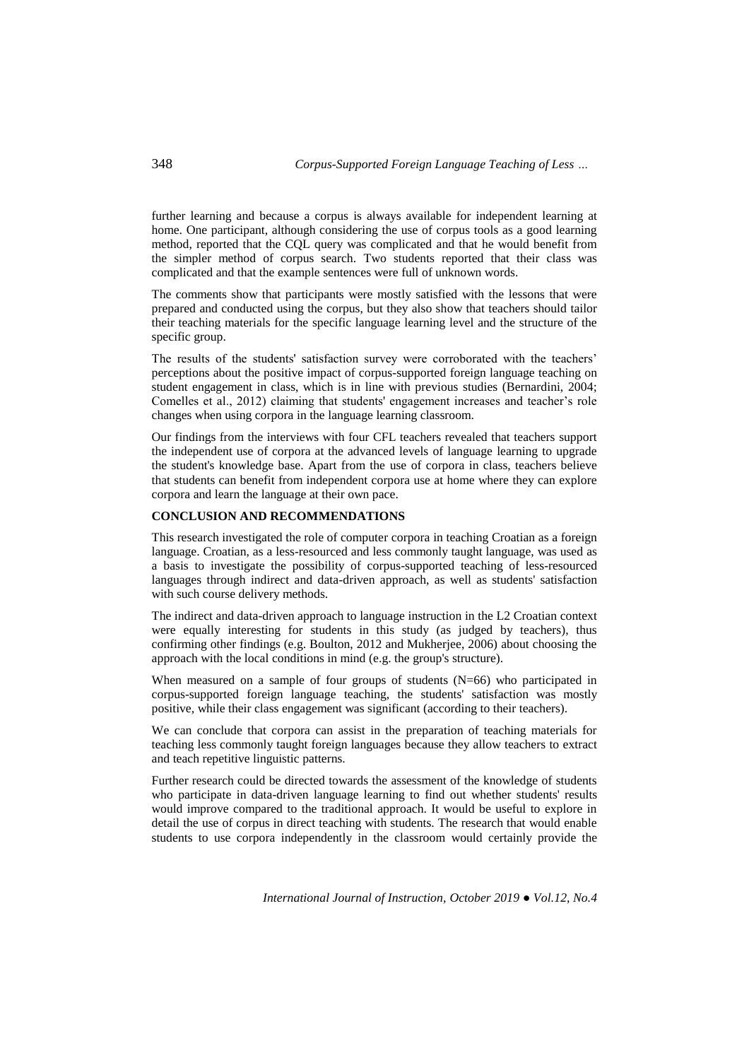further learning and because a corpus is always available for independent learning at home. One participant, although considering the use of corpus tools as a good learning method, reported that the CQL query was complicated and that he would benefit from the simpler method of corpus search. Two students reported that their class was complicated and that the example sentences were full of unknown words.

The comments show that participants were mostly satisfied with the lessons that were prepared and conducted using the corpus, but they also show that teachers should tailor their teaching materials for the specific language learning level and the structure of the specific group.

The results of the students' satisfaction survey were corroborated with the teachers' perceptions about the positive impact of corpus-supported foreign language teaching on student engagement in class, which is in line with previous studies (Bernardini, 2004; Comelles et al., 2012) claiming that students' engagement increases and teacher's role changes when using corpora in the language learning classroom.

Our findings from the interviews with four CFL teachers revealed that teachers support the independent use of corpora at the advanced levels of language learning to upgrade the student's knowledge base. Apart from the use of corpora in class, teachers believe that students can benefit from independent corpora use at home where they can explore corpora and learn the language at their own pace.

## CONCLUSION AND RECOMMENDATIONS

This research investigated the role of computer corpora in teaching Croatian as a foreign language. Croatian, as a less-resourced and less commonly taught language, was used as a basis to investigate the possibility of corpus-supported teaching of less-resourced languages through indirect and data-driven approach, as well as students' satisfaction with such course delivery methods.

The indirect and data-driven approach to language instruction in the L2 Croatian context were equally interesting for students in this study (as judged by teachers), thus confirming other findings (e.g. Boulton, 2012 and Mukherjee, 2006) about choosing the approach with the local conditions in mind (e.g. the group's structure).

When measured on a sample of four groups of students (N=66) who participated in corpus-supported foreign language teaching, the students' satisfaction was mostly positive, while their class engagement was significant (according to their teachers).

We can conclude that corpora can assist in the preparation of teaching materials for teaching less commonly taught foreign languages because they allow teachers to extract and teach repetitive linguistic patterns.

Further research could be directed towards the assessment of the knowledge of students who participate in data-driven language learning to find out whether students' results would improve compared to the traditional approach. It would be useful to explore in detail the use of corpus in direct teaching with students. The research that would enable students to use corpora independently in the classroom would certainly provide the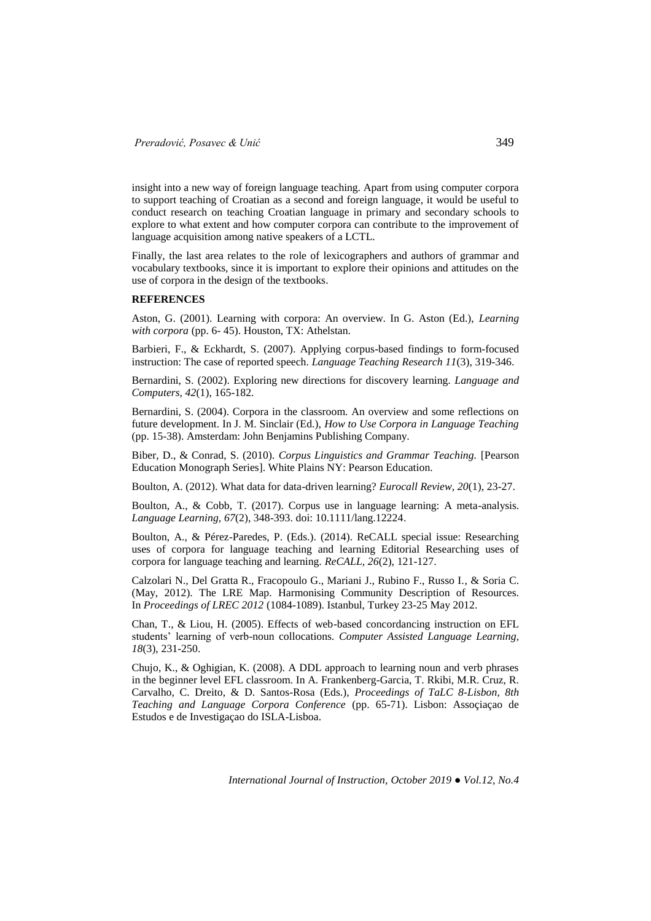insight into a new way of foreign language teaching. Apart from using computer corpora to support teaching of Croatian as a second and foreign language, it would be useful to conduct research on teaching Croatian language in primary and secondary schools to explore to what extent and how computer corpora can contribute to the improvement of language acquisition among native speakers of a LCTL.

Finally, the last area relates to the role of lexicographers and authors of grammar and vocabulary textbooks, since it is important to explore their opinions and attitudes on the use of corpora in the design of the textbooks.

## REFERENCES

Aston, G. (2001). Learning with corpora: An overview. In G. Aston (Ed.), *Learning with corpora* (pp. 6- 45). Houston, TX: Athelstan.

Barbieri, F., & Eckhardt, S. (2007). Applying corpus-based findings to form-focused instruction: The case of reported speech. *Language Teaching Research 11*(3), 319-346.

Bernardini, S. (2002). Exploring new directions for discovery learning. *Language and Computers, 42*(1), 165-182.

Bernardini, S. (2004). Corpora in the classroom. An overview and some reflections on future development. In J. M. Sinclair (Ed.), *How to Use Corpora in Language Teaching* (pp. 15-38). Amsterdam: John Benjamins Publishing Company.

Biber, D., & Conrad, S. (2010). *Corpus Linguistics and Grammar Teaching.* [Pearson Education Monograph Series]. White Plains NY: Pearson Education.

Boulton, A. (2012). What data for data-driven learning? *Eurocall Review, 20*(1), 23-27.

Boulton, A., & Cobb, T. (2017). Corpus use in language learning: A meta-analysis. *Language Learning, 67*(2), 348-393. doi: 10.1111/lang.12224.

Boulton, A., & Pérez-Paredes, P. (Eds.). (2014). ReCALL special issue: Researching uses of corpora for language teaching and learning Editorial Researching uses of corpora for language teaching and learning. *ReCALL, 26*(2), 121-127.

Calzolari N., Del Gratta R., Fracopoulo G., Mariani J., Rubino F., Russo I., & Soria C. (May, 2012). The LRE Map. Harmonising Community Description of Resources. In *Proceedings of LREC 2012* (1084-1089). Istanbul, Turkey 23-25 May 2012.

Chan, T., & Liou, H. (2005). Effects of web-based concordancing instruction on EFL students' learning of verb-noun collocations. *Computer Assisted Language Learning, 18*(3), 231-250.

Chujo, K., & Oghigian, K. (2008). A DDL approach to learning noun and verb phrases in the beginner level EFL classroom. In A. Frankenberg-Garcia, T. Rkibi, M.R. Cruz, R. Carvalho, C. Dreito, & D. Santos-Rosa (Eds.), *Proceedings of TaLC 8-Lisbon, 8th Teaching and Language Corpora Conference* (pp. 65-71). Lisbon: Assoçiaçao de Estudos e de Investigaçao do ISLA-Lisboa.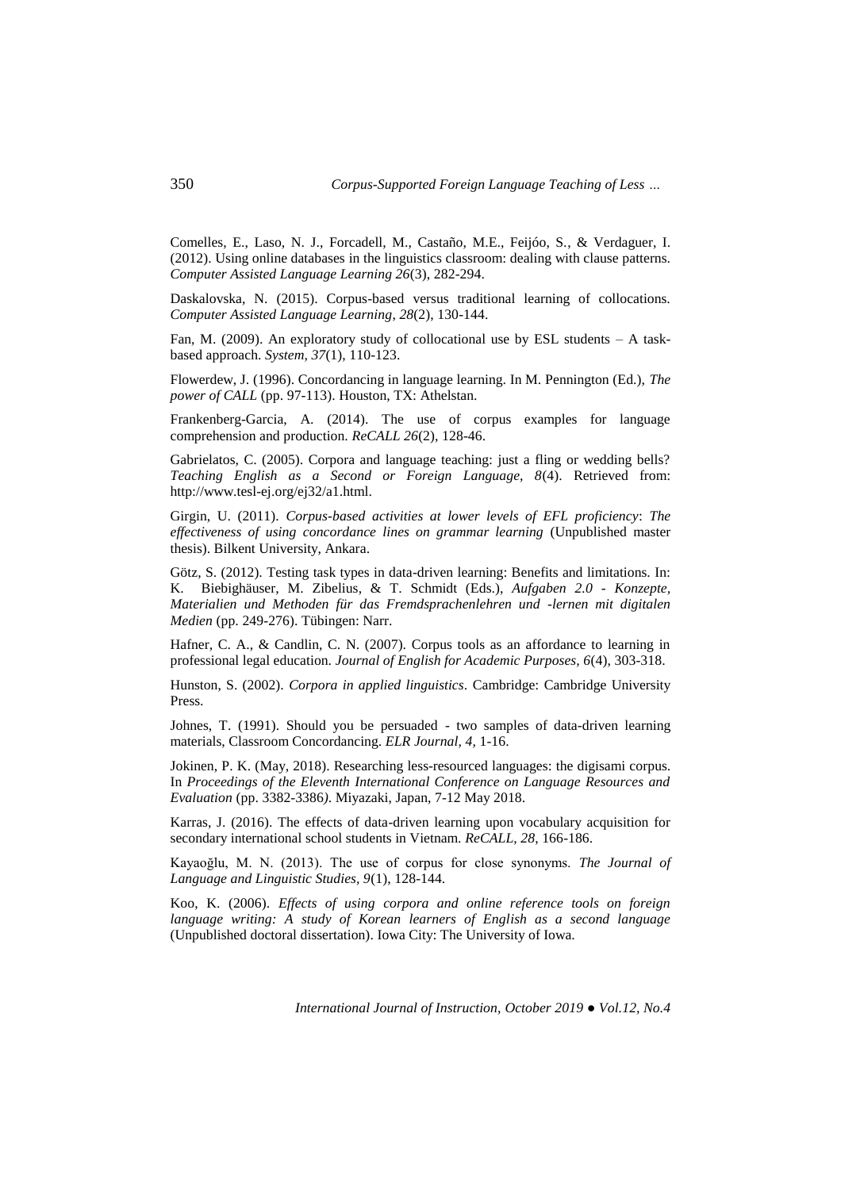Comelles, E., Laso, N. J., Forcadell, M., Castaño, M.E., Feijóo, S., & Verdaguer, I. (2012). Using online databases in the linguistics classroom: dealing with clause patterns. *Computer Assisted Language Learning 26*(3), 282-294.

Daskalovska, N. (2015). Corpus-based versus traditional learning of collocations. *Computer Assisted Language Learning*, *28*(2), 130-144.

Fan, M. (2009). An exploratory study of collocational use by ESL students – A task-based approach. *System*, *37*(1), 110-123.

Flowerdew, J. (1996). Concordancing in language learning. In M. Pennington (Ed.), *The power of CALL* (pp. 97-113). Houston, TX: Athelstan.

Frankenberg-Garcia, A. (2014). The use of corpus examples for language comprehension and production. *ReCALL 26*(2), 128-46.

Gabrielatos, C. (2005). Corpora and language teaching: just a fling or wedding bells? *Teaching English as a Second or Foreign Language, 8*(4). Retrieved from: http://www.tesl-ej.org/ej32/a1.html.

Girgin, U. (2011). *Corpus-based activities at lower levels of EFL proficiency*: *The effectiveness of using concordance lines on grammar learning* (Unpublished master thesis). Bilkent University, Ankara.

Götz, S. (2012). Testing task types in data-driven learning: Benefits and limitations. In: K. Biebighäuser, M. Zibelius, & T. Schmidt (Eds.), *Aufgaben 2.0 - Konzepte, Materialien und Methoden für das Fremdsprachenlehren und -lernen mit digitalen Medien* (pp. 249-276). Tübingen: Narr.

Hafner, C. A., & Candlin, C. N. (2007). Corpus tools as an affordance to learning in professional legal education. *Journal of English for Academic Purposes, 6*(4), 303-318.

Hunston, S. (2002). *Corpora in applied linguistics*. Cambridge: Cambridge University Press.

Johnes, T. (1991). Should you be persuaded - two samples of data-driven learning materials, Classroom Concordancing. *ELR Journal, 4,* 1-16.

Jokinen, P. K. (May, 2018). Researching less-resourced languages: the digisami corpus. In *Proceedings of the Eleventh International Conference on Language Resources and Evaluation* (pp. 3382-3386*)*. Miyazaki, Japan, 7-12 May 2018.

Karras, J. (2016). The effects of data-driven learning upon vocabulary acquisition for secondary international school students in Vietnam. *ReCALL, 28*, 166-186.

Kayaoğlu, M. N. (2013). The use of corpus for close synonyms. *The Journal of Language and Linguistic Studies, 9*(1), 128-144.

Koo, K. (2006). *Effects of using corpora and online reference tools on foreign language writing: A study of Korean learners of English as a second language* (Unpublished doctoral dissertation). Iowa City: The University of Iowa.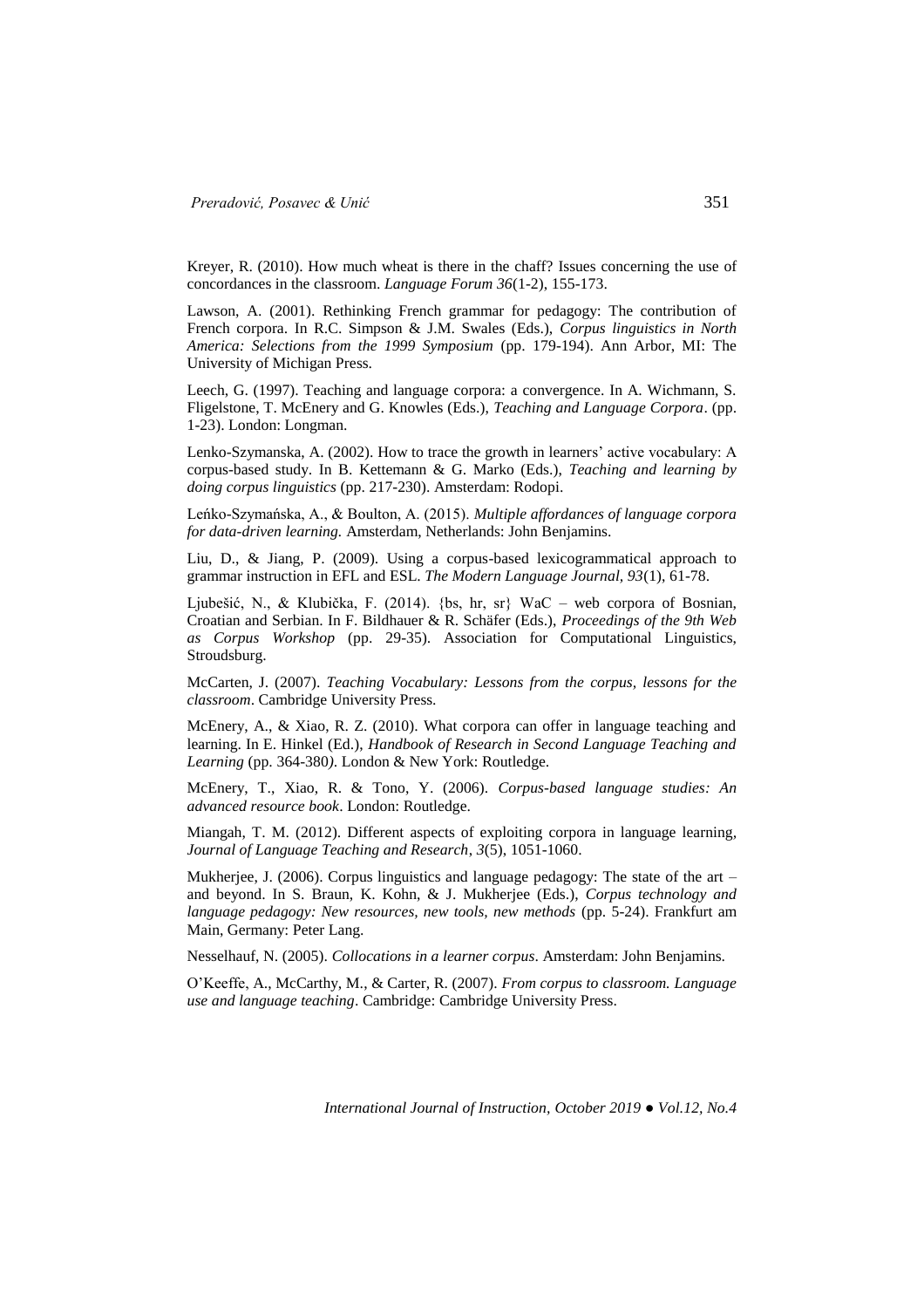Kreyer, R. (2010). How much wheat is there in the chaff? Issues concerning the use of concordances in the classroom. *Language Forum 36*(1-2), 155-173.

Lawson, A. (2001). Rethinking French grammar for pedagogy: The contribution of French corpora. In R.C. Simpson & J.M. Swales (Eds.), *Corpus linguistics in North America: Selections from the 1999 Symposium* (pp. 179-194). Ann Arbor, MI: The University of Michigan Press.

Leech, G. (1997). Teaching and language corpora: a convergence. In A. Wichmann, S. Fligelstone, T. McEnery and G. Knowles (Eds.), *Teaching and Language Corpora*. (pp. 1-23). London: Longman.

Lenko-Szymanska, A. (2002). How to trace the growth in learners' active vocabulary: A corpus-based study. In B. Kettemann & G. Marko (Eds.), *Teaching and learning by doing corpus linguistics* (pp. 217-230). Amsterdam: Rodopi.

Leńko-Szymańska, A., & Boulton, A. (2015). *Multiple affordances of language corpora for data-driven learning.* Amsterdam, Netherlands: John Benjamins.

Liu, D., & Jiang, P. (2009). Using a corpus-based lexicogrammatical approach to grammar instruction in EFL and ESL. *The Modern Language Journal, 93*(1), 61-78.

Ljubešić, N., & Klubička, F. (2014). {bs, hr, sr} WaC – web corpora of Bosnian, Croatian and Serbian. In F. Bildhauer & R. Schäfer (Eds.), *Proceedings of the 9th Web as Corpus Workshop* (pp. 29-35). Association for Computational Linguistics, Stroudsburg.

McCarten, J. (2007). *Teaching Vocabulary: Lessons from the corpus, lessons for the classroom*. Cambridge University Press.

McEnery, A., & Xiao, R. Z. (2010). What corpora can offer in language teaching and learning. In E. Hinkel (Ed.), *Handbook of Research in Second Language Teaching and Learning* (pp. 364-380). London & New York: Routledge.

McEnery, T., Xiao, R. & Tono, Y. (2006). *Corpus-based language studies: An advanced resource book*. London: Routledge.

Miangah, T. M. (2012). Different aspects of exploiting corpora in language learning, *Journal of Language Teaching and Research*, *3*(5), 1051-1060.

Mukherjee, J. (2006). Corpus linguistics and language pedagogy: The state of the art – and beyond. In S. Braun, K. Kohn, & J. Mukherjee (Eds.), *Corpus technology and language pedagogy: New resources, new tools, new methods* (pp. 5-24). Frankfurt am Main, Germany: Peter Lang.

Nesselhauf, N. (2005). *Collocations in a learner corpus*. Amsterdam: John Benjamins.

O'Keeffe, A., McCarthy, M., & Carter, R. (2007). *From corpus to classroom. Language use and language teaching*. Cambridge: Cambridge University Press.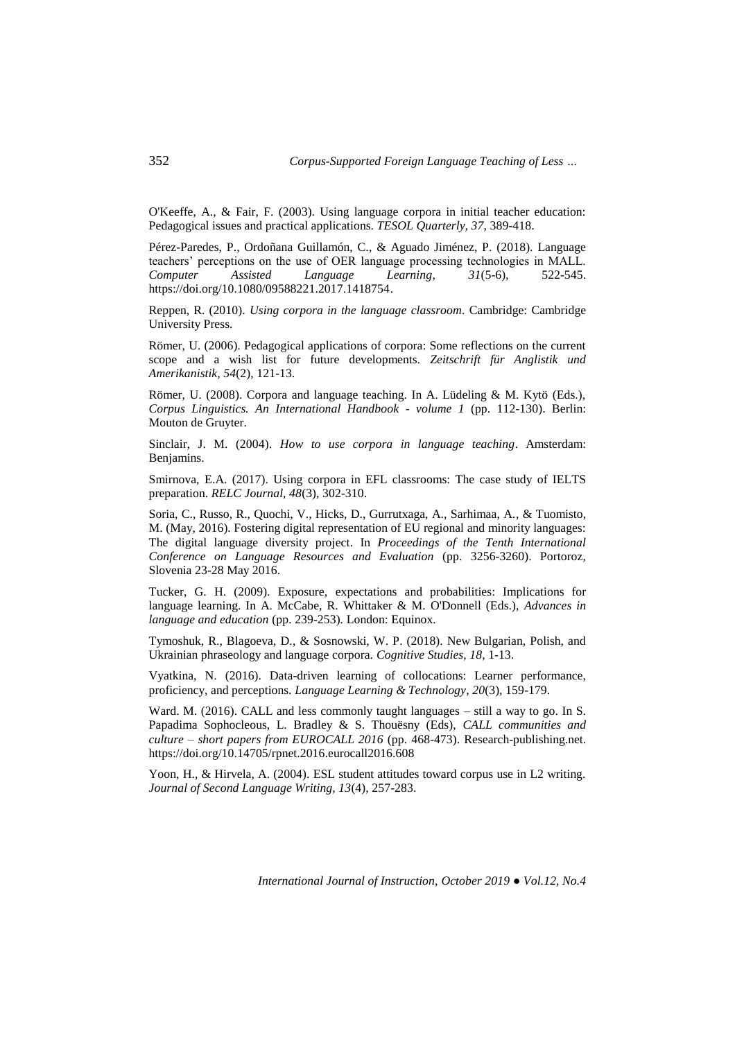O'Keeffe, A., & Fair, F. (2003). Using language corpora in initial teacher education: Pedagogical issues and practical applications. *TESOL Quarterly, 37*, 389-418.

Pérez-Paredes, P., Ordoñana Guillamón, C., & Aguado Jiménez, P. (2018). Language teachers' perceptions on the use of OER language processing technologies in MALL. *Computer Assisted Language Learning, 31*(5-6), 522-545. https://doi.org/10.1080/09588221.2017.1418754.

Reppen, R. (2010). *Using corpora in the language classroom*. Cambridge: Cambridge University Press.

Römer, U. (2006). Pedagogical applications of corpora: Some reflections on the current scope and a wish list for future developments. *Zeitschrift für Anglistik und Amerikanistik, 54*(2), 121-13.

Römer, U. (2008). Corpora and language teaching. In A. Lüdeling & M. Kytö (Eds.), *Corpus Linguistics. An International Handbook - volume 1* (pp. 112-130). Berlin: Mouton de Gruyter.

Sinclair, J. M. (2004). *How to use corpora in language teaching*. Amsterdam: Benjamins.

Smirnova, E.A. (2017). Using corpora in EFL classrooms: The case study of IELTS preparation. *RELC Journal, 48*(3), 302-310.

Soria, C., Russo, R., Quochi, V., Hicks, D., Gurrutxaga, A., Sarhimaa, A., & Tuomisto, M. (May, 2016). Fostering digital representation of EU regional and minority languages: The digital language diversity project. In *Proceedings of the Tenth International Conference on Language Resources and Evaluation* (pp. 3256-3260). Portoroz, Slovenia 23-28 May 2016.

Tucker, G. H. (2009). Exposure, expectations and probabilities: Implications for language learning. In A. McCabe, R. Whittaker & M. O'Donnell (Eds.), *Advances in language and education* (pp. 239-253). London: Equinox.

Tymoshuk, R., Blagoeva, D., & Sosnowski, W. P. (2018). New Bulgarian, Polish, and Ukrainian phraseology and language corpora. *Cognitive Studies, 18*, 1-13.

Vyatkina, N. (2016). Data-driven learning of collocations: Learner performance, proficiency, and perceptions. *Language Learning & Technology, 20*(3), 159-179.

Ward. M. (2016). CALL and less commonly taught languages – still a way to go. In S. Papadima Sophocleous, L. Bradley & S. Thouësny (Eds), *CALL communities and culture – short papers from EUROCALL 2016* (pp. 468-473). Research-publishing.net. https://doi.org/10.14705/rpnet.2016.eurocall2016.608

Yoon, H., & Hirvela, A. (2004). ESL student attitudes toward corpus use in L2 writing. *Journal of Second Language Writing, 13*(4), 257-283.